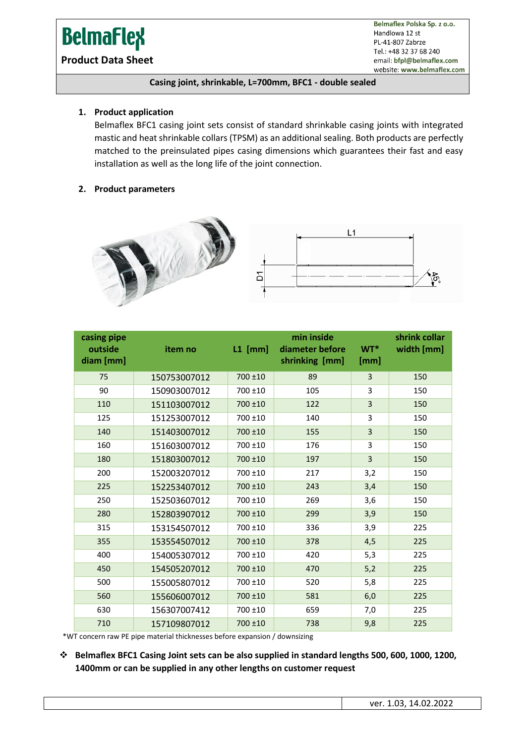# BelmaFlex

**Product Data Sheet**

**Belmaflex Polska Sp. z o.o.**
Handlowa 12 st
PL-41-807 Zabrze
Tel.: +48 32 37 68 240
email: **bfpl@belmaflex.com**
website: **www.belmaflex.com**

**Casing joint, shrinkable, L=700mm, BFC1 - double sealed**

1. **Product application**

   Belmaflex BFC1 casing joint sets consist of standard shrinkable casing joints with integrated mastic and heat shrinkable collars (TPSM) as an additional sealing. Both products are perfectly matched to the preinsulated pipes casing dimensions which guarantees their fast and easy installation as well as the long life of the joint connection.

2. **Product parameters**

| casing pipe outside diam [mm] | item no | L1 [mm] | min inside diameter before shrinking [mm] | WT* [mm] | shrink collar width [mm] |
|---|---|---|---|---|---|
| 75 | 150753007012 | 700 ±10 | 89 | 3 | 150 |
| 90 | 150903007012 | 700 ±10 | 105 | 3 | 150 |
| 110 | 151103007012 | 700 ±10 | 122 | 3 | 150 |
| 125 | 151253007012 | 700 ±10 | 140 | 3 | 150 |
| 140 | 151403007012 | 700 ±10 | 155 | 3 | 150 |
| 160 | 151603007012 | 700 ±10 | 176 | 3 | 150 |
| 180 | 151803007012 | 700 ±10 | 197 | 3 | 150 |
| 200 | 152003207012 | 700 ±10 | 217 | 3,2 | 150 |
| 225 | 152253407012 | 700 ±10 | 243 | 3,4 | 150 |
| 250 | 152503607012 | 700 ±10 | 269 | 3,6 | 150 |
| 280 | 152803907012 | 700 ±10 | 299 | 3,9 | 150 |
| 315 | 153154507012 | 700 ±10 | 336 | 3,9 | 225 |
| 355 | 153554507012 | 700 ±10 | 378 | 4,5 | 225 |
| 400 | 154005307012 | 700 ±10 | 420 | 5,3 | 225 |
| 450 | 154505207012 | 700 ±10 | 470 | 5,2 | 225 |
| 500 | 155005807012 | 700 ±10 | 520 | 5,8 | 225 |
| 560 | 155606007012 | 700 ±10 | 581 | 6,0 | 225 |
| 630 | 156307007412 | 700 ±10 | 659 | 7,0 | 225 |
| 710 | 157109807012 | 700 ±10 | 738 | 9,8 | 225 |

*WT concern raw PE pipe material thicknesses before expansion / downsizing

❖ **Belmaflex BFC1 Casing Joint sets can be also supplied in standard lengths 500, 600, 1000, 1200, 1400mm or can be supplied in any other lengths on customer request**

ver. 1.03, 14.02.2022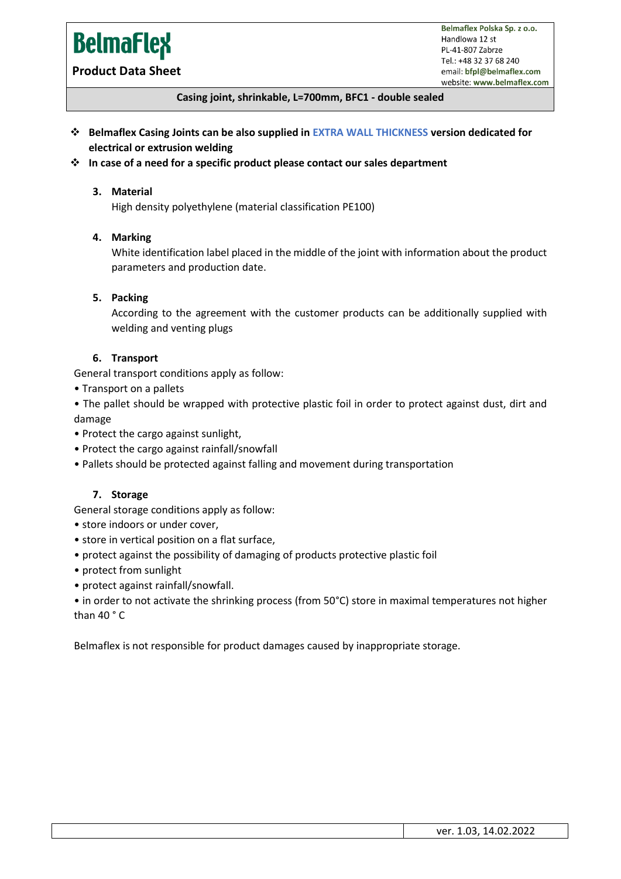- **Belmaflex Casing Joints can be also supplied in EXTRA WALL THICKNESS version dedicated for electrical or extrusion welding**
- **In case of a need for a specific product please contact our sales department**

**3. Material**

High density polyethylene (material classification PE100)

**4. Marking**

White identification label placed in the middle of the joint with information about the product parameters and production date.

**5. Packing**

According to the agreement with the customer products can be additionally supplied with welding and venting plugs

**6. Transport**

General transport conditions apply as follow:

- Transport on a pallets
- The pallet should be wrapped with protective plastic foil in order to protect against dust, dirt and damage
- Protect the cargo against sunlight,
- Protect the cargo against rainfall/snowfall
- Pallets should be protected against falling and movement during transportation

**7. Storage**

General storage conditions apply as follow:

- store indoors or under cover,
- store in vertical position on a flat surface,
- protect against the possibility of damaging of products protective plastic foil
- protect from sunlight
- protect against rainfall/snowfall.
- in order to not activate the shrinking process (from 50°C) store in maximal temperatures not higher than 40 ° C

Belmaflex is not responsible for product damages caused by inappropriate storage.